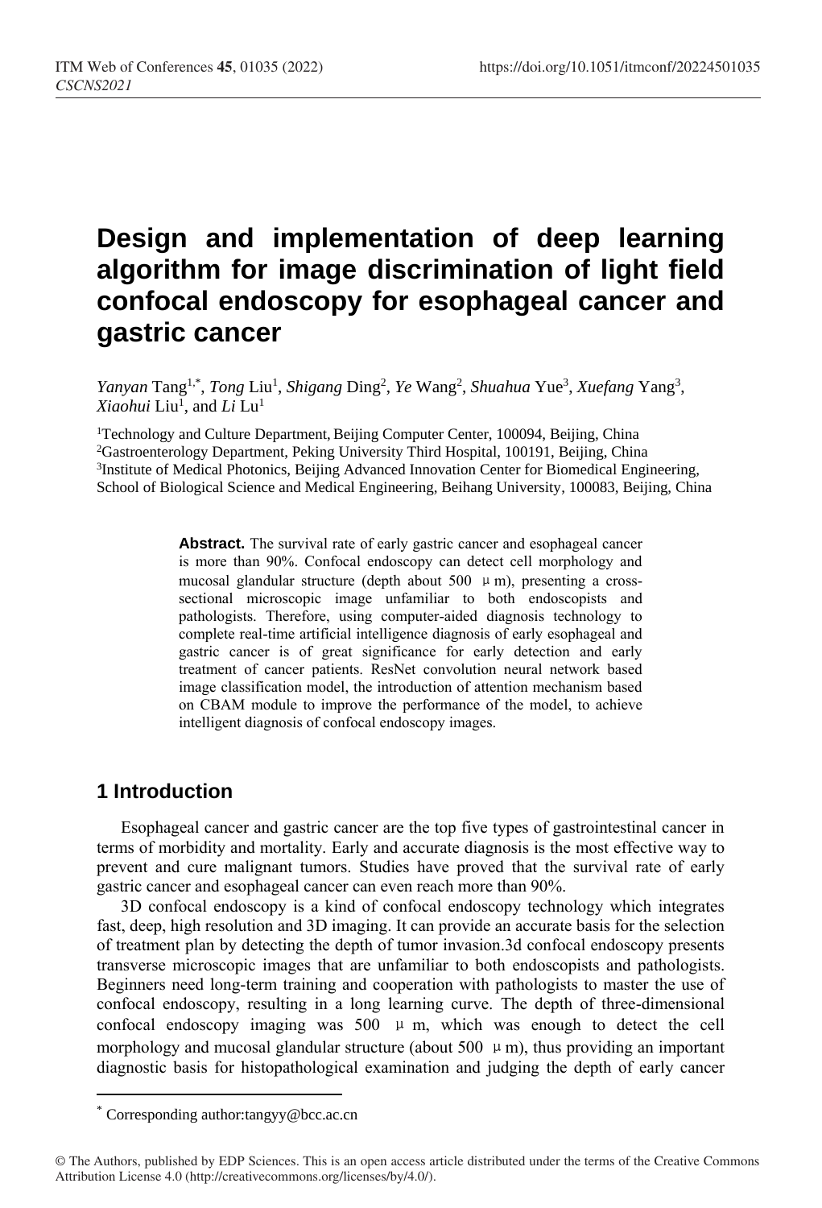# Design and implementation of deep learning algorithm for image discrimination of light field confocal endoscopy for esophageal cancer and gastric cancer

*Yanyan* Tang[1,*], *Tong* Liu[1], *Shigang* Ding[2], *Ye* Wang[2], *Shuahua* Yue[3], *Xuefang* Yang[3], *Xiaohui* Liu[1], and *Li* Lu[1]

[1]Technology and Culture Department, Beijing Computer Center, 100094, Beijing, China
[2]Gastroenterology Department, Peking University Third Hospital, 100191, Beijing, China
[3]Institute of Medical Photonics, Beijing Advanced Innovation Center for Biomedical Engineering, School of Biological Science and Medical Engineering, Beihang University, 100083, Beijing, China

**Abstract.** The survival rate of early gastric cancer and esophageal cancer is more than 90%. Confocal endoscopy can detect cell morphology and mucosal glandular structure (depth about 500 μm), presenting a cross-sectional microscopic image unfamiliar to both endoscopists and pathologists. Therefore, using computer-aided diagnosis technology to complete real-time artificial intelligence diagnosis of early esophageal and gastric cancer is of great significance for early detection and early treatment of cancer patients. ResNet convolution neural network based image classification model, the introduction of attention mechanism based on CBAM module to improve the performance of the model, to achieve intelligent diagnosis of confocal endoscopy images.

## 1 Introduction

Esophageal cancer and gastric cancer are the top five types of gastrointestinal cancer in terms of morbidity and mortality. Early and accurate diagnosis is the most effective way to prevent and cure malignant tumors. Studies have proved that the survival rate of early gastric cancer and esophageal cancer can even reach more than 90%.

3D confocal endoscopy is a kind of confocal endoscopy technology which integrates fast, deep, high resolution and 3D imaging. It can provide an accurate basis for the selection of treatment plan by detecting the depth of tumor invasion.3d confocal endoscopy presents transverse microscopic images that are unfamiliar to both endoscopists and pathologists. Beginners need long-term training and cooperation with pathologists to master the use of confocal endoscopy, resulting in a long learning curve. The depth of three-dimensional confocal endoscopy imaging was 500 μm, which was enough to detect the cell morphology and mucosal glandular structure (about 500 μm), thus providing an important diagnostic basis for histopathological examination and judging the depth of early cancer

* Corresponding author:tangyy@bcc.ac.cn

© The Authors, published by EDP Sciences. This is an open access article distributed under the terms of the Creative Commons Attribution License 4.0 (http://creativecommons.org/licenses/by/4.0/).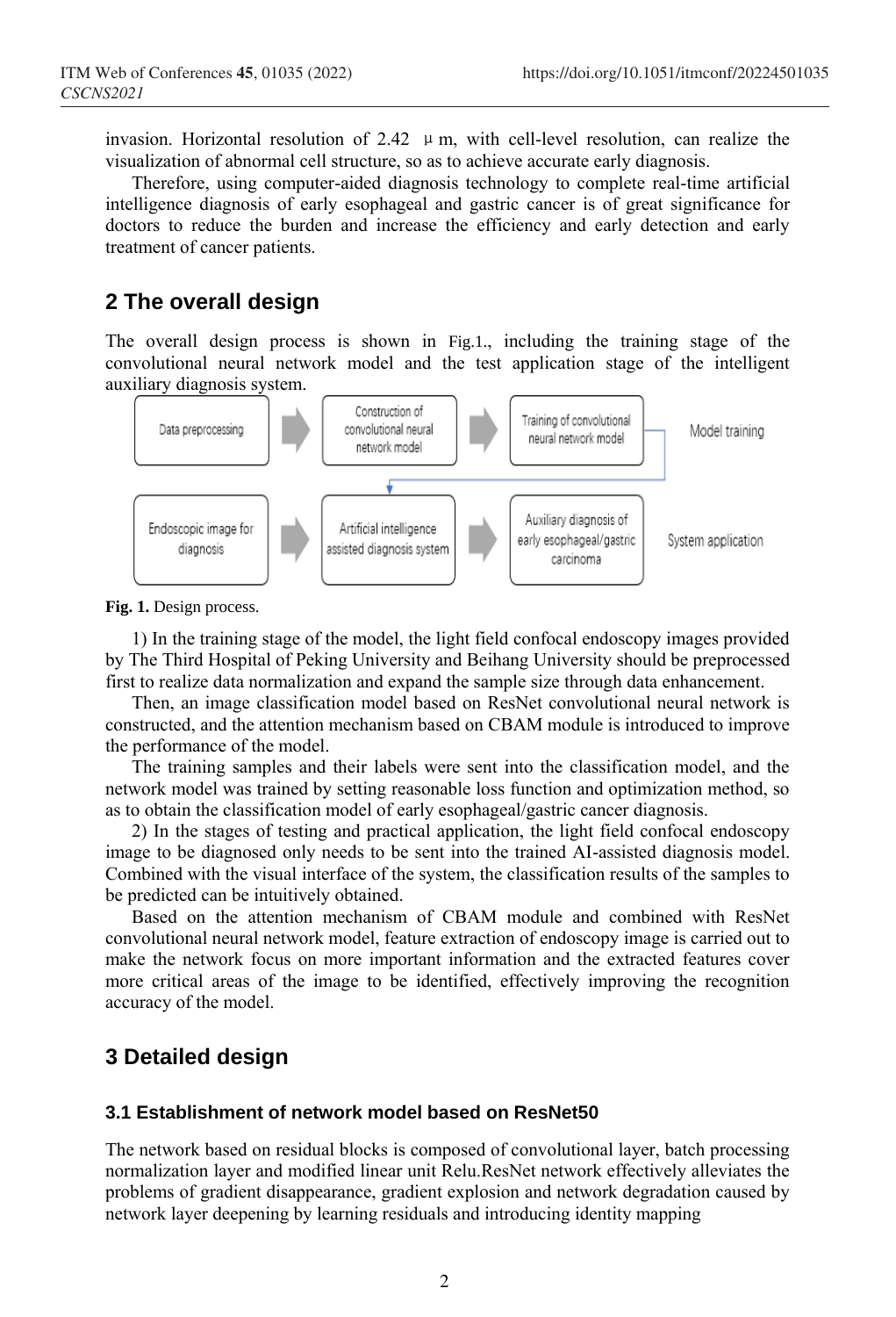invasion. Horizontal resolution of 2.42 μm, with cell-level resolution, can realize the visualization of abnormal cell structure, so as to achieve accurate early diagnosis.

Therefore, using computer-aided diagnosis technology to complete real-time artificial intelligence diagnosis of early esophageal and gastric cancer is of great significance for doctors to reduce the burden and increase the efficiency and early detection and early treatment of cancer patients.

## 2 The overall design

The overall design process is shown in Fig.1., including the training stage of the convolutional neural network model and the test application stage of the intelligent auxiliary diagnosis system.

Data preprocessing → Construction of convolutional neural network model → Training of convolutional neural network model — Model training

Endoscopic image for diagnosis → Artificial intelligence assisted diagnosis system → Auxiliary diagnosis of early esophageal/gastric carcinoma — System application

**Fig. 1.** Design process.

1) In the training stage of the model, the light field confocal endoscopy images provided by The Third Hospital of Peking University and Beihang University should be preprocessed first to realize data normalization and expand the sample size through data enhancement.

Then, an image classification model based on ResNet convolutional neural network is constructed, and the attention mechanism based on CBAM module is introduced to improve the performance of the model.

The training samples and their labels were sent into the classification model, and the network model was trained by setting reasonable loss function and optimization method, so as to obtain the classification model of early esophageal/gastric cancer diagnosis.

2) In the stages of testing and practical application, the light field confocal endoscopy image to be diagnosed only needs to be sent into the trained AI-assisted diagnosis model. Combined with the visual interface of the system, the classification results of the samples to be predicted can be intuitively obtained.

Based on the attention mechanism of CBAM module and combined with ResNet convolutional neural network model, feature extraction of endoscopy image is carried out to make the network focus on more important information and the extracted features cover more critical areas of the image to be identified, effectively improving the recognition accuracy of the model.

## 3 Detailed design

### 3.1 Establishment of network model based on ResNet50

The network based on residual blocks is composed of convolutional layer, batch processing normalization layer and modified linear unit Relu.ResNet network effectively alleviates the problems of gradient disappearance, gradient explosion and network degradation caused by network layer deepening by learning residuals and introducing identity mapping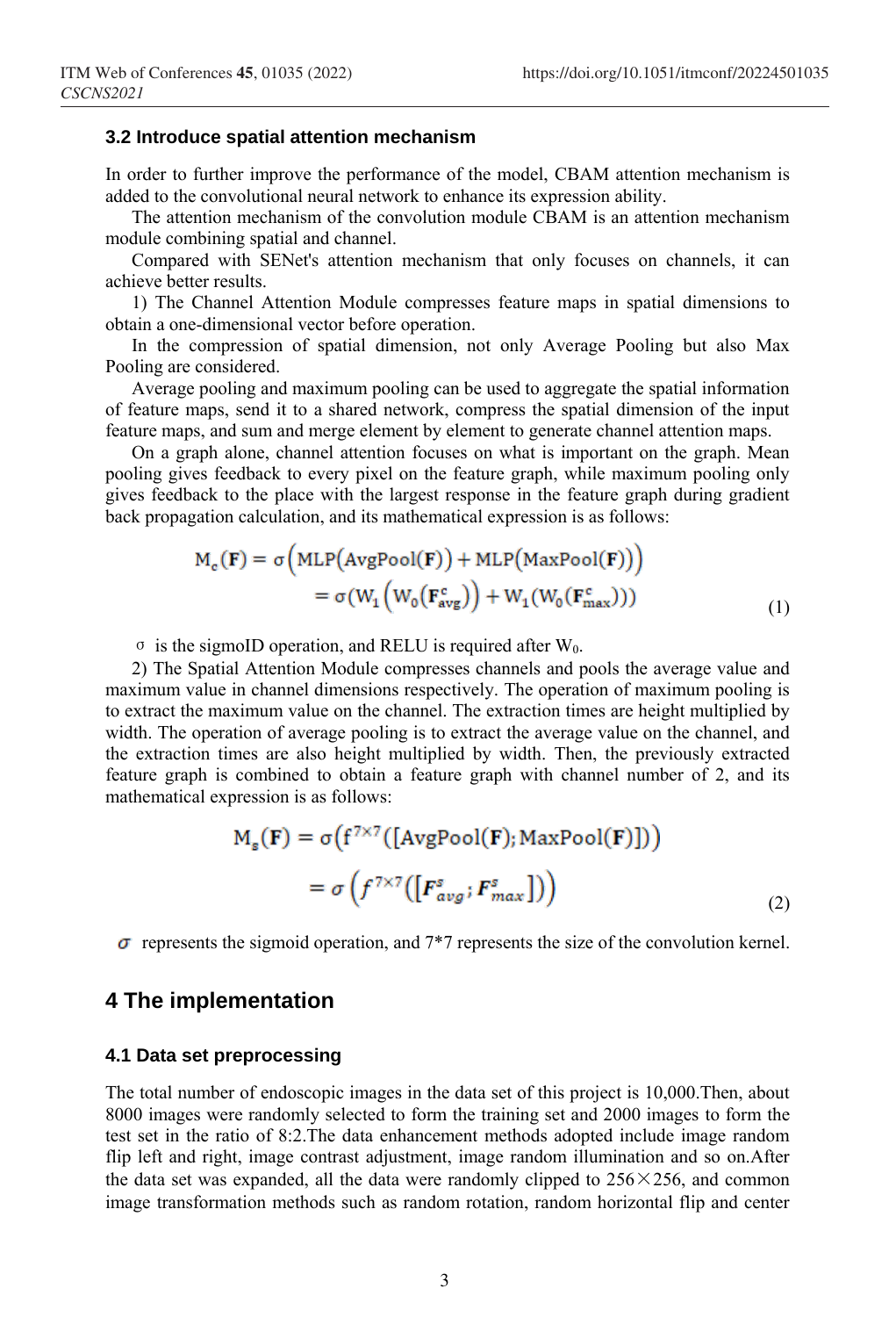### 3.2 Introduce spatial attention mechanism

In order to further improve the performance of the model, CBAM attention mechanism is added to the convolutional neural network to enhance its expression ability.

The attention mechanism of the convolution module CBAM is an attention mechanism module combining spatial and channel.

Compared with SENet's attention mechanism that only focuses on channels, it can achieve better results.

1) The Channel Attention Module compresses feature maps in spatial dimensions to obtain a one-dimensional vector before operation.

In the compression of spatial dimension, not only Average Pooling but also Max Pooling are considered.

Average pooling and maximum pooling can be used to aggregate the spatial information of feature maps, send it to a shared network, compress the spatial dimension of the input feature maps, and sum and merge element by element to generate channel attention maps.

On a graph alone, channel attention focuses on what is important on the graph. Mean pooling gives feedback to every pixel on the feature graph, while maximum pooling only gives feedback to the place with the largest response in the feature graph during gradient back propagation calculation, and its mathematical expression is as follows:

$$
\begin{aligned}
\mathrm{M_c}(\mathbf{F}) &= \sigma\left(\mathrm{MLP}(\mathrm{AvgPool}(\mathbf{F})) + \mathrm{MLP}(\mathrm{MaxPool}(\mathbf{F}))\right) \\
&= \sigma(\mathrm{W_1}\left(\mathrm{W_0}(\mathbf{F}^{c}_{\mathrm{avg}})\right) + \mathrm{W_1}(\mathrm{W_0}(\mathbf{F}^{c}_{\mathrm{max}})))
\end{aligned} \tag{1}
$$

$\sigma$ is the sigmoID operation, and RELU is required after $W_0$.

2) The Spatial Attention Module compresses channels and pools the average value and maximum value in channel dimensions respectively. The operation of maximum pooling is to extract the maximum value on the channel. The extraction times are height multiplied by width. The operation of average pooling is to extract the average value on the channel, and the extraction times are also height multiplied by width. Then, the previously extracted feature graph is combined to obtain a feature graph with channel number of 2, and its mathematical expression is as follows:

$$
\begin{aligned}
\mathrm{M_s}(\mathbf{F}) &= \sigma\left(\mathrm{f}^{7\times 7}([\mathrm{AvgPool}(\mathbf{F}); \mathrm{MaxPool}(\mathbf{F})])\right) \\
&= \sigma\left(f^{7\times 7}\left(\left[\boldsymbol{F}^{s}_{avg}; \boldsymbol{F}^{s}_{max}\right]\right)\right)
\end{aligned} \tag{2}
$$

$\sigma$ represents the sigmoid operation, and 7*7 represents the size of the convolution kernel.

## 4 The implementation

### 4.1 Data set preprocessing

The total number of endoscopic images in the data set of this project is 10,000.Then, about 8000 images were randomly selected to form the training set and 2000 images to form the test set in the ratio of 8:2.The data enhancement methods adopted include image random flip left and right, image contrast adjustment, image random illumination and so on.After the data set was expanded, all the data were randomly clipped to 256×256, and common image transformation methods such as random rotation, random horizontal flip and center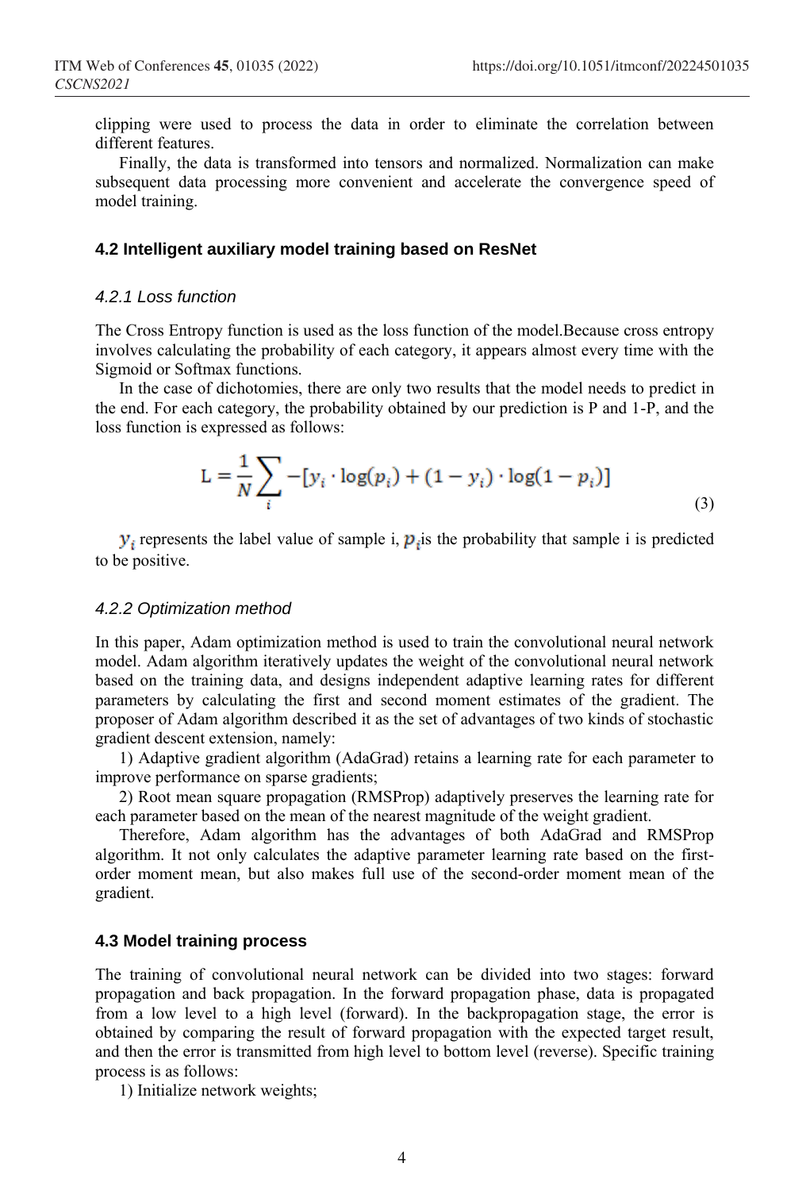clipping were used to process the data in order to eliminate the correlation between different features.

Finally, the data is transformed into tensors and normalized. Normalization can make subsequent data processing more convenient and accelerate the convergence speed of model training.

### 4.2 Intelligent auxiliary model training based on ResNet

#### *4.2.1 Loss function*

The Cross Entropy function is used as the loss function of the model.Because cross entropy involves calculating the probability of each category, it appears almost every time with the Sigmoid or Softmax functions.

In the case of dichotomies, there are only two results that the model needs to predict in the end. For each category, the probability obtained by our prediction is P and 1-P, and the loss function is expressed as follows:

$$\mathrm{L} = \frac{1}{N}\sum_{i} -[y_i \cdot \log(p_i) + (1 - y_i) \cdot \log(1 - p_i)] \tag{3}$$

$y_i$ represents the label value of sample i, $p_i$ is the probability that sample i is predicted to be positive.

#### *4.2.2 Optimization method*

In this paper, Adam optimization method is used to train the convolutional neural network model. Adam algorithm iteratively updates the weight of the convolutional neural network based on the training data, and designs independent adaptive learning rates for different parameters by calculating the first and second moment estimates of the gradient. The proposer of Adam algorithm described it as the set of advantages of two kinds of stochastic gradient descent extension, namely:

1) Adaptive gradient algorithm (AdaGrad) retains a learning rate for each parameter to improve performance on sparse gradients;

2) Root mean square propagation (RMSProp) adaptively preserves the learning rate for each parameter based on the mean of the nearest magnitude of the weight gradient.

Therefore, Adam algorithm has the advantages of both AdaGrad and RMSProp algorithm. It not only calculates the adaptive parameter learning rate based on the first-order moment mean, but also makes full use of the second-order moment mean of the gradient.

### 4.3 Model training process

The training of convolutional neural network can be divided into two stages: forward propagation and back propagation. In the forward propagation phase, data is propagated from a low level to a high level (forward). In the backpropagation stage, the error is obtained by comparing the result of forward propagation with the expected target result, and then the error is transmitted from high level to bottom level (reverse). Specific training process is as follows:

1) Initialize network weights;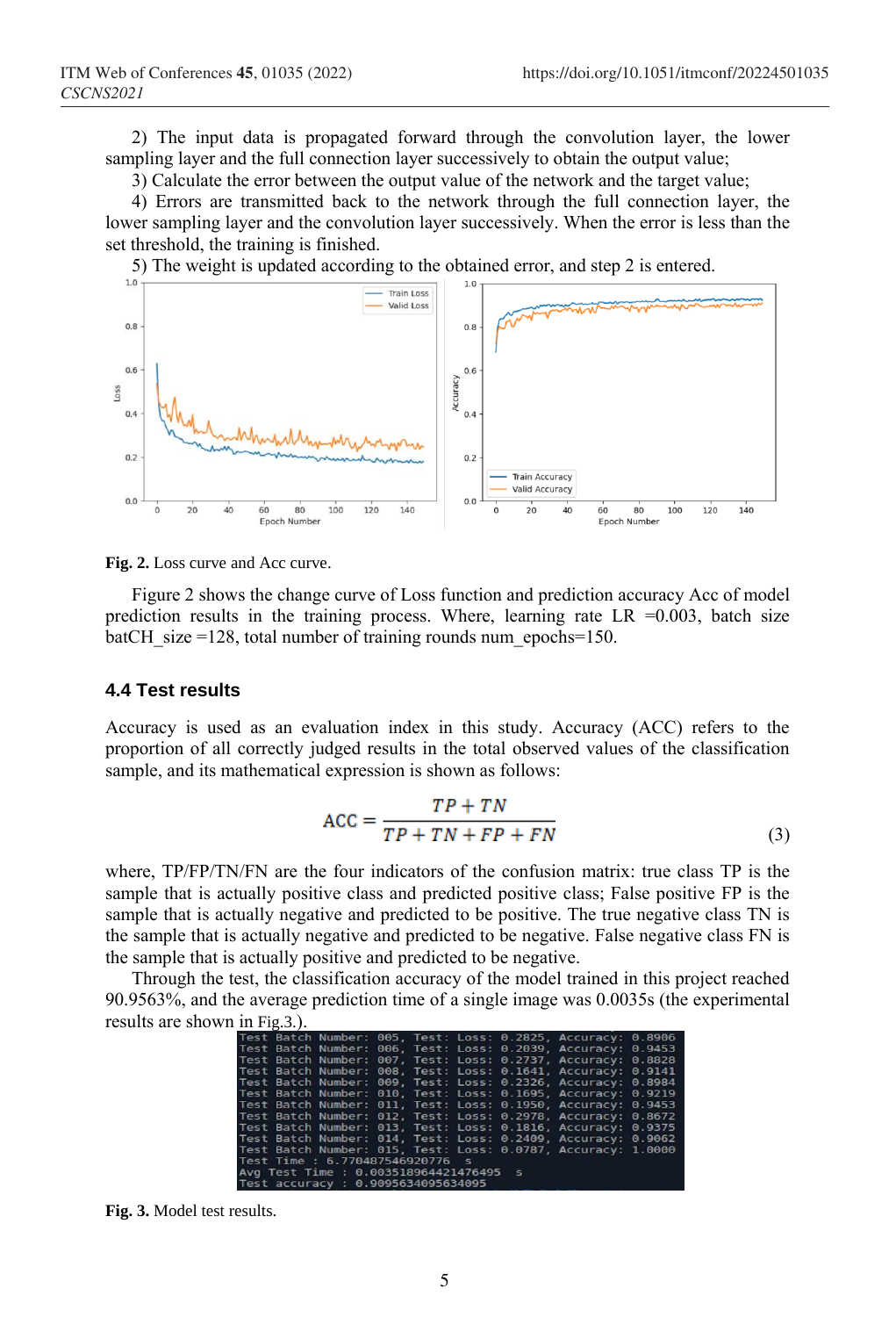2) The input data is propagated forward through the convolution layer, the lower sampling layer and the full connection layer successively to obtain the output value;

3) Calculate the error between the output value of the network and the target value;

4) Errors are transmitted back to the network through the full connection layer, the lower sampling layer and the convolution layer successively. When the error is less than the set threshold, the training is finished.

5) The weight is updated according to the obtained error, and step 2 is entered.

**Fig. 2.** Loss curve and Acc curve.

Figure 2 shows the change curve of Loss function and prediction accuracy Acc of model prediction results in the training process. Where, learning rate LR =0.003, batch size batCH_size =128, total number of training rounds num_epochs=150.

### 4.4 Test results

Accuracy is used as an evaluation index in this study. Accuracy (ACC) refers to the proportion of all correctly judged results in the total observed values of the classification sample, and its mathematical expression is shown as follows:

$$\mathrm{ACC} = \frac{TP + TN}{TP + TN + FP + FN} \tag{3}$$

where, TP/FP/TN/FN are the four indicators of the confusion matrix: true class TP is the sample that is actually positive class and predicted positive class; False positive FP is the sample that is actually negative and predicted to be positive. The true negative class TN is the sample that is actually negative and predicted to be negative. False negative class FN is the sample that is actually positive and predicted to be negative.

Through the test, the classification accuracy of the model trained in this project reached 90.9563%, and the average prediction time of a single image was 0.0035s (the experimental results are shown in Fig.3.).

```
Test Batch Number: 005, Test: Loss: 0.2825, Accuracy: 0.8906
Test Batch Number: 006, Test: Loss: 0.2039, Accuracy: 0.9453
Test Batch Number: 007, Test: Loss: 0.2737, Accuracy: 0.8828
Test Batch Number: 008, Test: Loss: 0.1641, Accuracy: 0.9141
Test Batch Number: 009, Test: Loss: 0.2326, Accuracy: 0.8984
Test Batch Number: 010, Test: Loss: 0.1695, Accuracy: 0.9219
Test Batch Number: 011, Test: Loss: 0.1950, Accuracy: 0.9453
Test Batch Number: 012, Test: Loss: 0.2978, Accuracy: 0.8672
Test Batch Number: 013, Test: Loss: 0.1816, Accuracy: 0.9375
Test Batch Number: 014, Test: Loss: 0.2409, Accuracy: 0.9062
Test Batch Number: 015, Test: Loss: 0.0787, Accuracy: 1.0000
Test Time : 6.770487546920776  s
Avg Test Time : 0.003518964421476495  s
Test accuracy : 0.9095634095634095
```

**Fig. 3.** Model test results.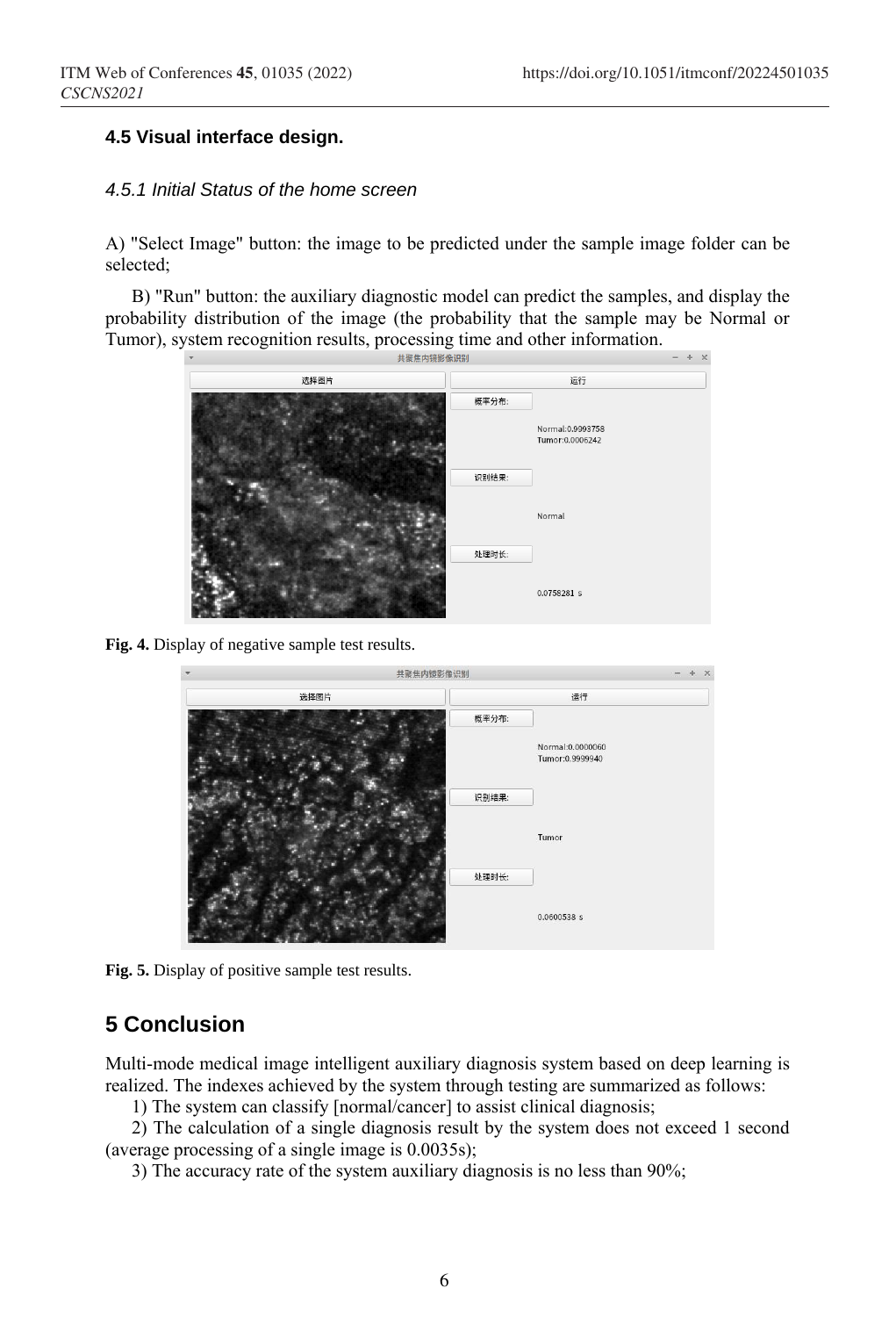### 4.5 Visual interface design.

#### *4.5.1 Initial Status of the home screen*

A) "Select Image" button: the image to be predicted under the sample image folder can be selected;

B) "Run" button: the auxiliary diagnostic model can predict the samples, and display the probability distribution of the image (the probability that the sample may be Normal or Tumor), system recognition results, processing time and other information.

**Fig. 4.** Display of negative sample test results.

**Fig. 5.** Display of positive sample test results.

## 5 Conclusion

Multi-mode medical image intelligent auxiliary diagnosis system based on deep learning is realized. The indexes achieved by the system through testing are summarized as follows:

1) The system can classify [normal/cancer] to assist clinical diagnosis;

2) The calculation of a single diagnosis result by the system does not exceed 1 second (average processing of a single image is 0.0035s);

3) The accuracy rate of the system auxiliary diagnosis is no less than 90%;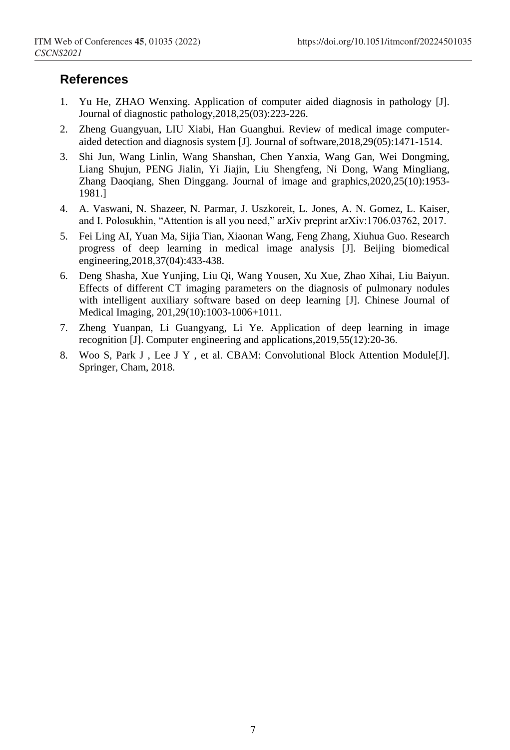## References

1. Yu He, ZHAO Wenxing. Application of computer aided diagnosis in pathology [J]. Journal of diagnostic pathology,2018,25(03):223-226.
2. Zheng Guangyuan, LIU Xiabi, Han Guanghui. Review of medical image computer-aided detection and diagnosis system [J]. Journal of software,2018,29(05):1471-1514.
3. Shi Jun, Wang Linlin, Wang Shanshan, Chen Yanxia, Wang Gan, Wei Dongming, Liang Shujun, PENG Jialin, Yi Jiajin, Liu Shengfeng, Ni Dong, Wang Mingliang, Zhang Daoqiang, Shen Dinggang. Journal of image and graphics,2020,25(10):1953-1981.]
4. A. Vaswani, N. Shazeer, N. Parmar, J. Uszkoreit, L. Jones, A. N. Gomez, L. Kaiser, and I. Polosukhin, “Attention is all you need,” arXiv preprint arXiv:1706.03762, 2017.
5. Fei Ling AI, Yuan Ma, Sijia Tian, Xiaonan Wang, Feng Zhang, Xiuhua Guo. Research progress of deep learning in medical image analysis [J]. Beijing biomedical engineering,2018,37(04):433-438.
6. Deng Shasha, Xue Yunjing, Liu Qi, Wang Yousen, Xu Xue, Zhao Xihai, Liu Baiyun. Effects of different CT imaging parameters on the diagnosis of pulmonary nodules with intelligent auxiliary software based on deep learning [J]. Chinese Journal of Medical Imaging, 201,29(10):1003-1006+1011.
7. Zheng Yuanpan, Li Guangyang, Li Ye. Application of deep learning in image recognition [J]. Computer engineering and applications,2019,55(12):20-36.
8. Woo S, Park J , Lee J Y , et al. CBAM: Convolutional Block Attention Module[J]. Springer, Cham, 2018.